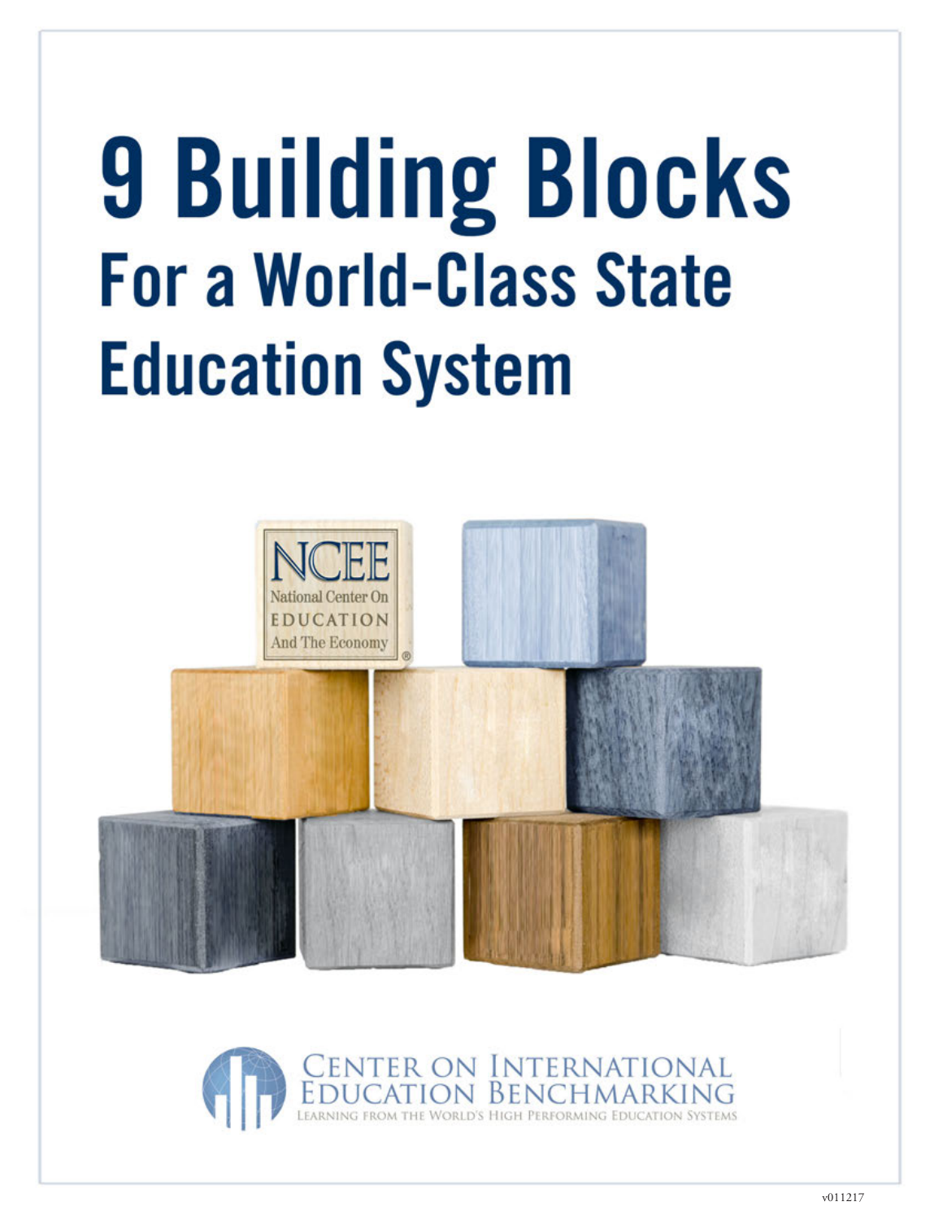# 9 Building Blocks
## For a World-Class State Education System

CENTER ON INTERNATIONAL EDUCATION BENCHMARKING

LEARNING FROM THE WORLD'S HIGH PERFORMING EDUCATION SYSTEMS

v011217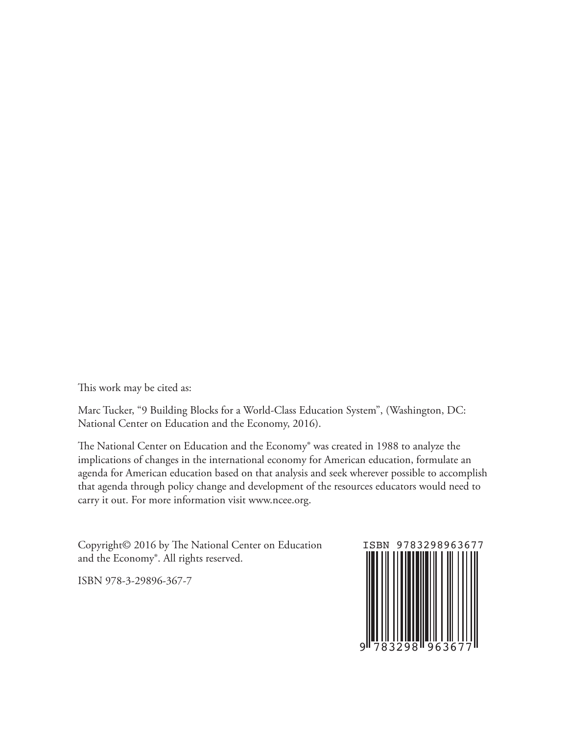This work may be cited as:

Marc Tucker, "9 Building Blocks for a World-Class Education System", (Washington, DC: National Center on Education and the Economy, 2016).

The National Center on Education and the Economy® was created in 1988 to analyze the implications of changes in the international economy for American education, formulate an agenda for American education based on that analysis and seek wherever possible to accomplish that agenda through policy change and development of the resources educators would need to carry it out. For more information visit www.ncee.org.

Copyright© 2016 by The National Center on Education and the Economy®. All rights reserved.

ISBN 978-3-29896-367-7

ISBN 9783298963677

9 783298 963677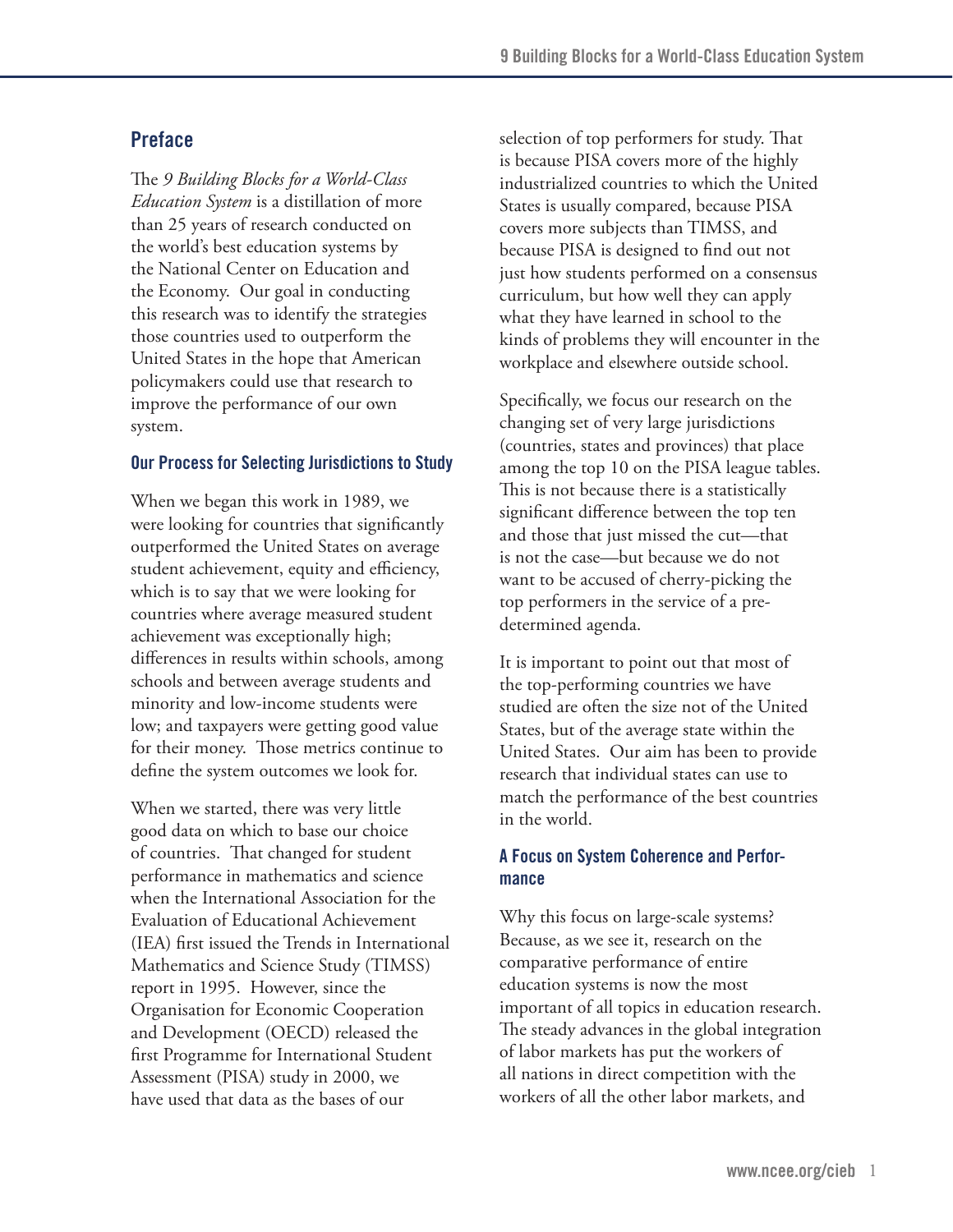## Preface

The *9 Building Blocks for a World-Class Education System* is a distillation of more than 25 years of research conducted on the world's best education systems by the National Center on Education and the Economy. Our goal in conducting this research was to identify the strategies those countries used to outperform the United States in the hope that American policymakers could use that research to improve the performance of our own system.

### Our Process for Selecting Jurisdictions to Study

When we began this work in 1989, we were looking for countries that significantly outperformed the United States on average student achievement, equity and efficiency, which is to say that we were looking for countries where average measured student achievement was exceptionally high; differences in results within schools, among schools and between average students and minority and low-income students were low; and taxpayers were getting good value for their money. Those metrics continue to define the system outcomes we look for.

When we started, there was very little good data on which to base our choice of countries. That changed for student performance in mathematics and science when the International Association for the Evaluation of Educational Achievement (IEA) first issued the Trends in International Mathematics and Science Study (TIMSS) report in 1995. However, since the Organisation for Economic Cooperation and Development (OECD) released the first Programme for International Student Assessment (PISA) study in 2000, we have used that data as the bases of our selection of top performers for study. That is because PISA covers more of the highly industrialized countries to which the United States is usually compared, because PISA covers more subjects than TIMSS, and because PISA is designed to find out not just how students performed on a consensus curriculum, but how well they can apply what they have learned in school to the kinds of problems they will encounter in the workplace and elsewhere outside school.

Specifically, we focus our research on the changing set of very large jurisdictions (countries, states and provinces) that place among the top 10 on the PISA league tables. This is not because there is a statistically significant difference between the top ten and those that just missed the cut—that is not the case—but because we do not want to be accused of cherry-picking the top performers in the service of a pre-determined agenda.

It is important to point out that most of the top-performing countries we have studied are often the size not of the United States, but of the average state within the United States. Our aim has been to provide research that individual states can use to match the performance of the best countries in the world.

### A Focus on System Coherence and Performance

Why this focus on large-scale systems? Because, as we see it, research on the comparative performance of entire education systems is now the most important of all topics in education research. The steady advances in the global integration of labor markets has put the workers of all nations in direct competition with the workers of all the other labor markets, and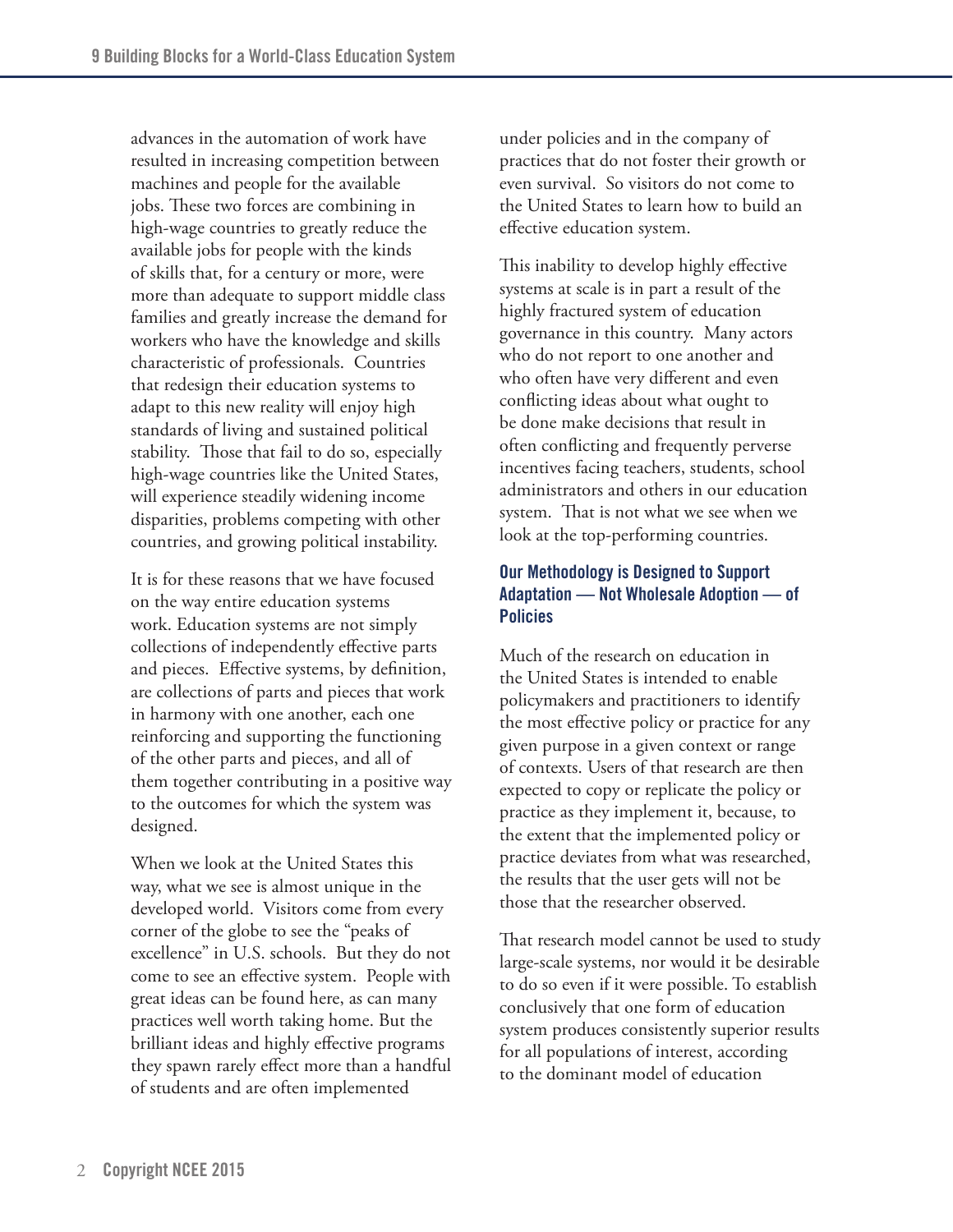advances in the automation of work have resulted in increasing competition between machines and people for the available jobs. These two forces are combining in high-wage countries to greatly reduce the available jobs for people with the kinds of skills that, for a century or more, were more than adequate to support middle class families and greatly increase the demand for workers who have the knowledge and skills characteristic of professionals. Countries that redesign their education systems to adapt to this new reality will enjoy high standards of living and sustained political stability. Those that fail to do so, especially high-wage countries like the United States, will experience steadily widening income disparities, problems competing with other countries, and growing political instability.

It is for these reasons that we have focused on the way entire education systems work. Education systems are not simply collections of independently effective parts and pieces. Effective systems, by definition, are collections of parts and pieces that work in harmony with one another, each one reinforcing and supporting the functioning of the other parts and pieces, and all of them together contributing in a positive way to the outcomes for which the system was designed.

When we look at the United States this way, what we see is almost unique in the developed world. Visitors come from every corner of the globe to see the "peaks of excellence" in U.S. schools. But they do not come to see an effective system. People with great ideas can be found here, as can many practices well worth taking home. But the brilliant ideas and highly effective programs they spawn rarely effect more than a handful of students and are often implemented under policies and in the company of practices that do not foster their growth or even survival. So visitors do not come to the United States to learn how to build an effective education system.

This inability to develop highly effective systems at scale is in part a result of the highly fractured system of education governance in this country. Many actors who do not report to one another and who often have very different and even conflicting ideas about what ought to be done make decisions that result in often conflicting and frequently perverse incentives facing teachers, students, school administrators and others in our education system. That is not what we see when we look at the top-performing countries.

### Our Methodology is Designed to Support Adaptation — Not Wholesale Adoption — of Policies

Much of the research on education in the United States is intended to enable policymakers and practitioners to identify the most effective policy or practice for any given purpose in a given context or range of contexts. Users of that research are then expected to copy or replicate the policy or practice as they implement it, because, to the extent that the implemented policy or practice deviates from what was researched, the results that the user gets will not be those that the researcher observed.

That research model cannot be used to study large-scale systems, nor would it be desirable to do so even if it were possible. To establish conclusively that one form of education system produces consistently superior results for all populations of interest, according to the dominant model of education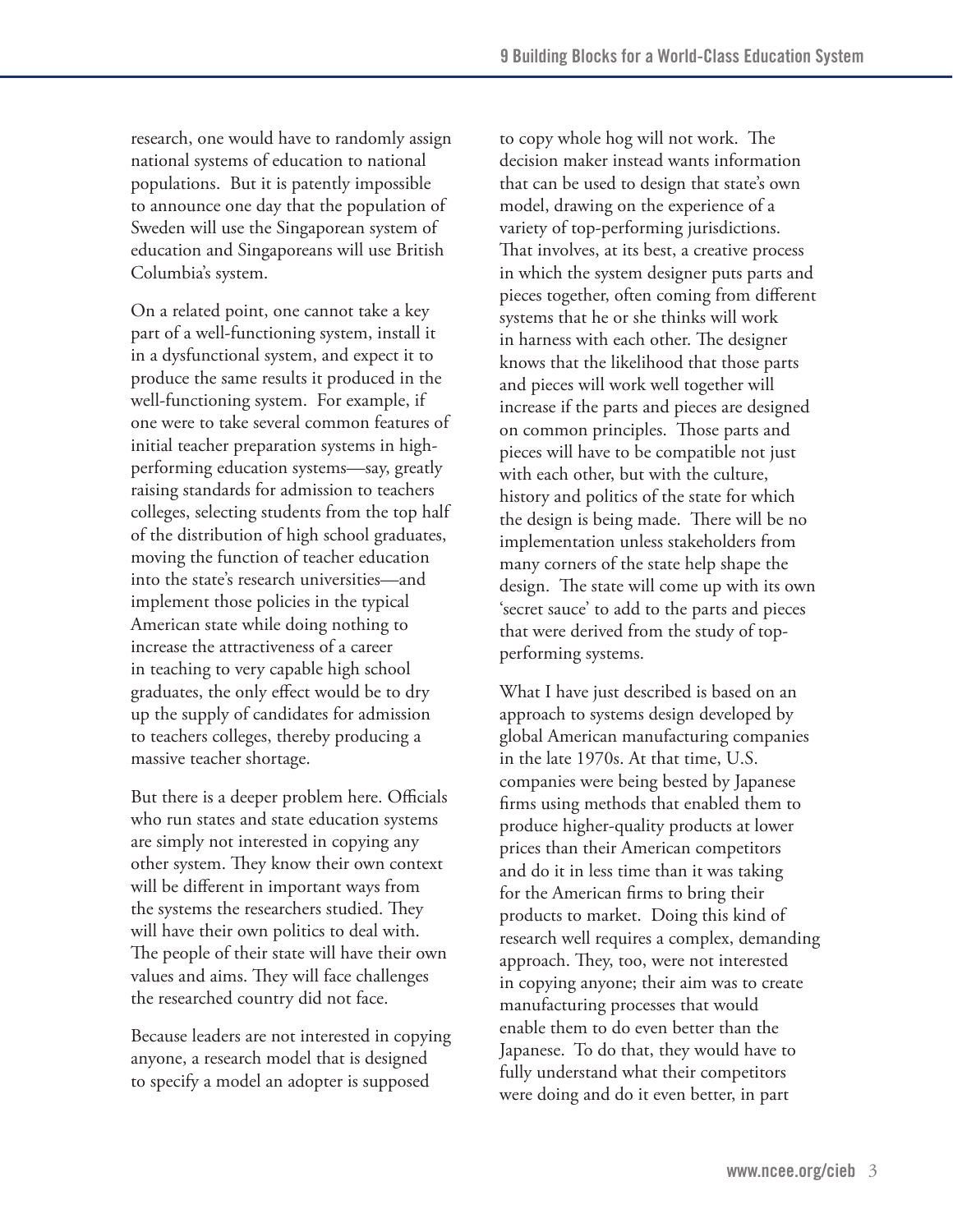research, one would have to randomly assign national systems of education to national populations. But it is patently impossible to announce one day that the population of Sweden will use the Singaporean system of education and Singaporeans will use British Columbia's system.

On a related point, one cannot take a key part of a well-functioning system, install it in a dysfunctional system, and expect it to produce the same results it produced in the well-functioning system. For example, if one were to take several common features of initial teacher preparation systems in high-performing education systems—say, greatly raising standards for admission to teachers colleges, selecting students from the top half of the distribution of high school graduates, moving the function of teacher education into the state's research universities—and implement those policies in the typical American state while doing nothing to increase the attractiveness of a career in teaching to very capable high school graduates, the only effect would be to dry up the supply of candidates for admission to teachers colleges, thereby producing a massive teacher shortage.

But there is a deeper problem here. Officials who run states and state education systems are simply not interested in copying any other system. They know their own context will be different in important ways from the systems the researchers studied. They will have their own politics to deal with. The people of their state will have their own values and aims. They will face challenges the researched country did not face.

Because leaders are not interested in copying anyone, a research model that is designed to specify a model an adopter is supposed to copy whole hog will not work. The decision maker instead wants information that can be used to design that state's own model, drawing on the experience of a variety of top-performing jurisdictions. That involves, at its best, a creative process in which the system designer puts parts and pieces together, often coming from different systems that he or she thinks will work in harness with each other. The designer knows that the likelihood that those parts and pieces will work well together will increase if the parts and pieces are designed on common principles. Those parts and pieces will have to be compatible not just with each other, but with the culture, history and politics of the state for which the design is being made. There will be no implementation unless stakeholders from many corners of the state help shape the design. The state will come up with its own 'secret sauce' to add to the parts and pieces that were derived from the study of top-performing systems.

What I have just described is based on an approach to systems design developed by global American manufacturing companies in the late 1970s. At that time, U.S. companies were being bested by Japanese firms using methods that enabled them to produce higher-quality products at lower prices than their American competitors and do it in less time than it was taking for the American firms to bring their products to market. Doing this kind of research well requires a complex, demanding approach. They, too, were not interested in copying anyone; their aim was to create manufacturing processes that would enable them to do even better than the Japanese. To do that, they would have to fully understand what their competitors were doing and do it even better, in part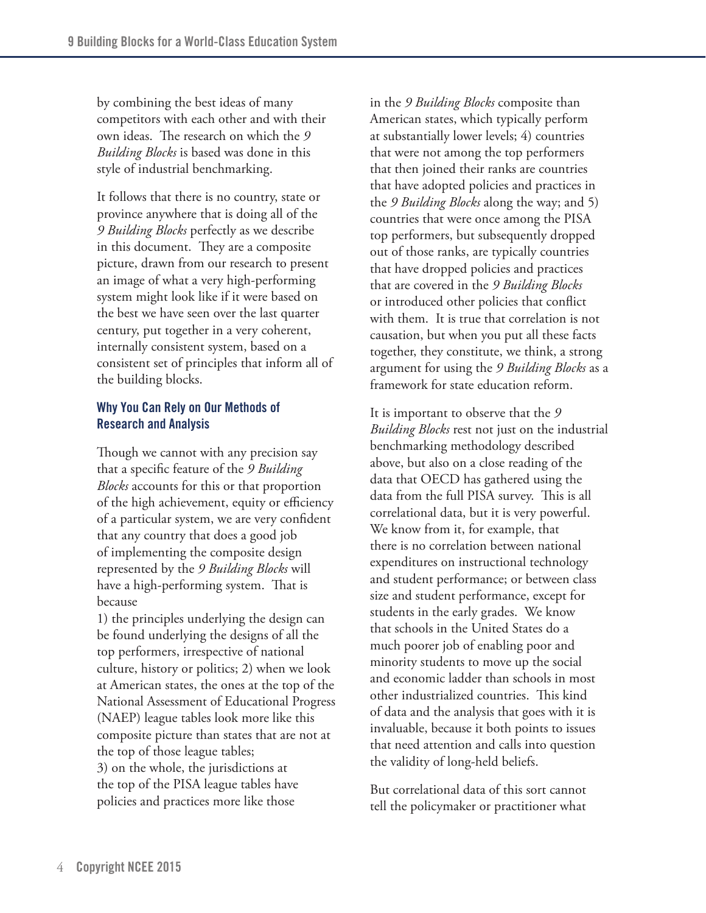by combining the best ideas of many competitors with each other and with their own ideas. The research on which the *9 Building Blocks* is based was done in this style of industrial benchmarking.

It follows that there is no country, state or province anywhere that is doing all of the *9 Building Blocks* perfectly as we describe in this document. They are a composite picture, drawn from our research to present an image of what a very high-performing system might look like if it were based on the best we have seen over the last quarter century, put together in a very coherent, internally consistent system, based on a consistent set of principles that inform all of the building blocks.

### Why You Can Rely on Our Methods of Research and Analysis

Though we cannot with any precision say that a specific feature of the *9 Building Blocks* accounts for this or that proportion of the high achievement, equity or efficiency of a particular system, we are very confident that any country that does a good job of implementing the composite design represented by the *9 Building Blocks* will have a high-performing system. That is because
1) the principles underlying the design can be found underlying the designs of all the top performers, irrespective of national culture, history or politics; 2) when we look at American states, the ones at the top of the National Assessment of Educational Progress (NAEP) league tables look more like this composite picture than states that are not at the top of those league tables;
3) on the whole, the jurisdictions at the top of the PISA league tables have policies and practices more like those in the *9 Building Blocks* composite than American states, which typically perform at substantially lower levels; 4) countries that were not among the top performers that then joined their ranks are countries that have adopted policies and practices in the *9 Building Blocks* along the way; and 5) countries that were once among the PISA top performers, but subsequently dropped out of those ranks, are typically countries that have dropped policies and practices that are covered in the *9 Building Blocks* or introduced other policies that conflict with them. It is true that correlation is not causation, but when you put all these facts together, they constitute, we think, a strong argument for using the *9 Building Blocks* as a framework for state education reform.

It is important to observe that the *9 Building Blocks* rest not just on the industrial benchmarking methodology described above, but also on a close reading of the data that OECD has gathered using the data from the full PISA survey. This is all correlational data, but it is very powerful. We know from it, for example, that there is no correlation between national expenditures on instructional technology and student performance; or between class size and student performance, except for students in the early grades. We know that schools in the United States do a much poorer job of enabling poor and minority students to move up the social and economic ladder than schools in most other industrialized countries. This kind of data and the analysis that goes with it is invaluable, because it both points to issues that need attention and calls into question the validity of long-held beliefs.

But correlational data of this sort cannot tell the policymaker or practitioner what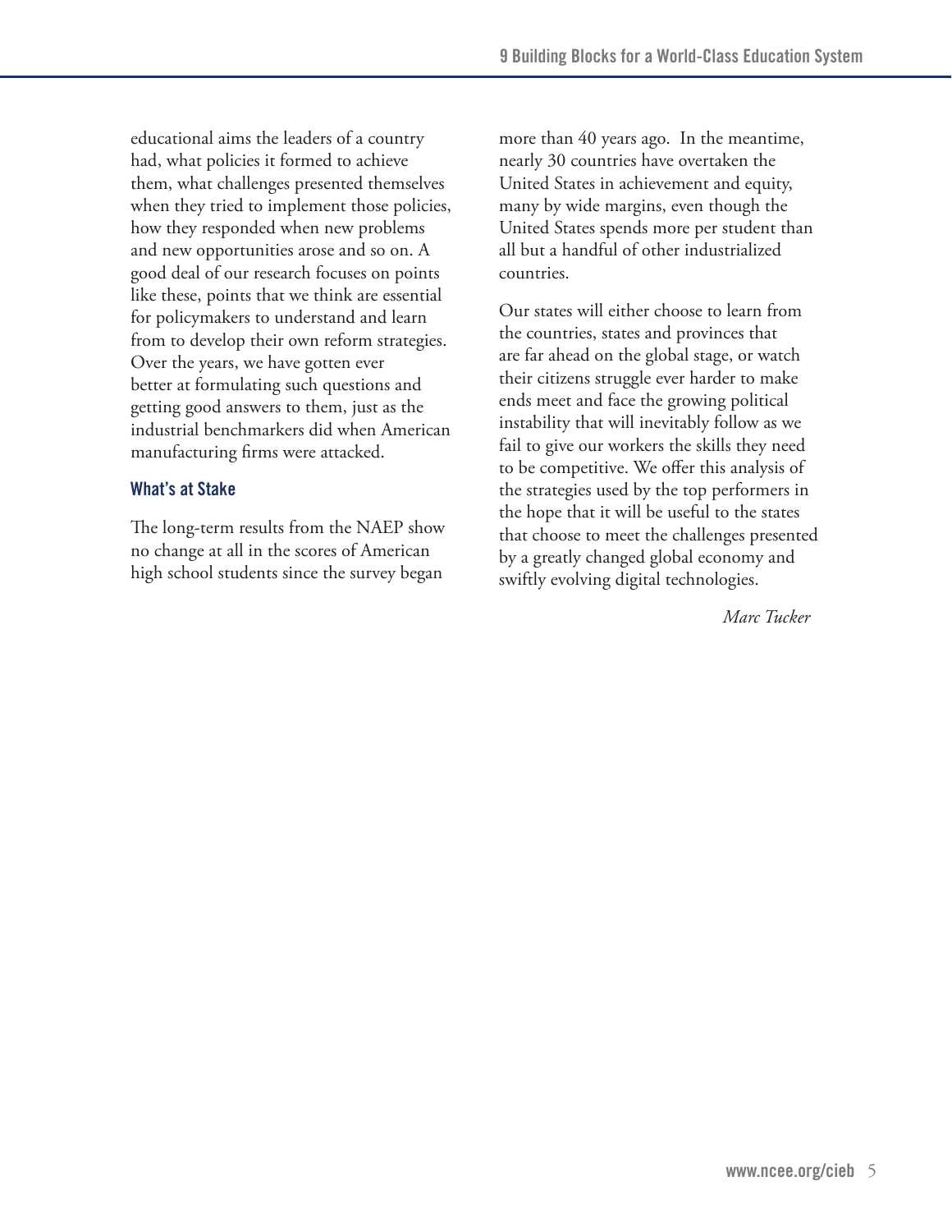educational aims the leaders of a country had, what policies it formed to achieve them, what challenges presented themselves when they tried to implement those policies, how they responded when new problems and new opportunities arose and so on. A good deal of our research focuses on points like these, points that we think are essential for policymakers to understand and learn from to develop their own reform strategies. Over the years, we have gotten ever better at formulating such questions and getting good answers to them, just as the industrial benchmarkers did when American manufacturing firms were attacked.

### What's at Stake

The long-term results from the NAEP show no change at all in the scores of American high school students since the survey began more than 40 years ago. In the meantime, nearly 30 countries have overtaken the United States in achievement and equity, many by wide margins, even though the United States spends more per student than all but a handful of other industrialized countries.

Our states will either choose to learn from the countries, states and provinces that are far ahead on the global stage, or watch their citizens struggle ever harder to make ends meet and face the growing political instability that will inevitably follow as we fail to give our workers the skills they need to be competitive. We offer this analysis of the strategies used by the top performers in the hope that it will be useful to the states that choose to meet the challenges presented by a greatly changed global economy and swiftly evolving digital technologies.

*Marc Tucker*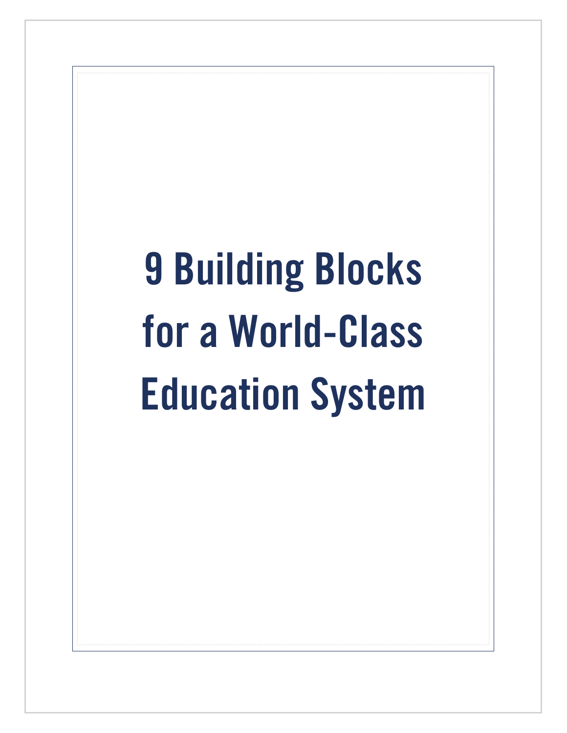# 9 Building Blocks for a World-Class Education System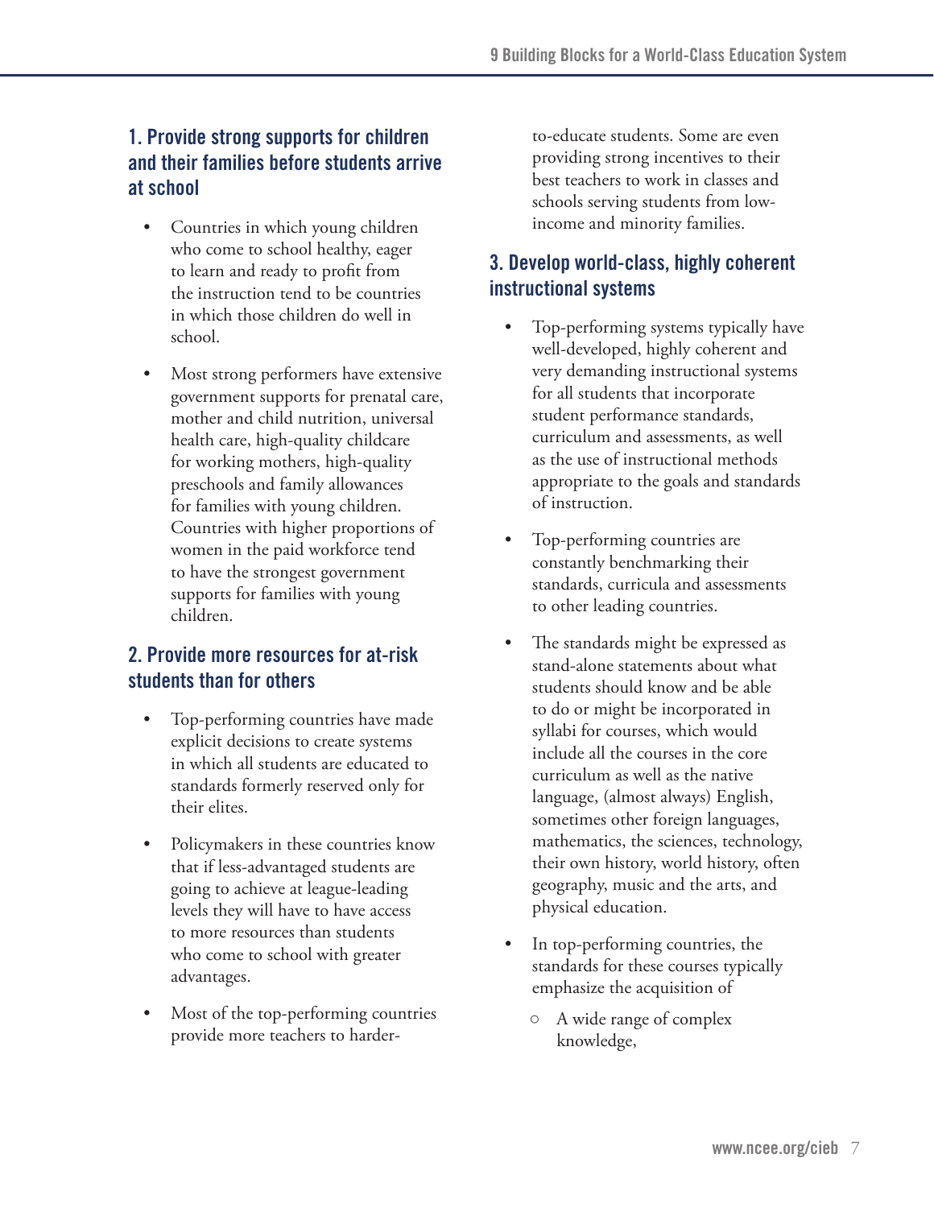## 1. Provide strong supports for children and their families before students arrive at school

- Countries in which young children who come to school healthy, eager to learn and ready to profit from the instruction tend to be countries in which those children do well in school.
- Most strong performers have extensive government supports for prenatal care, mother and child nutrition, universal health care, high-quality childcare for working mothers, high-quality preschools and family allowances for families with young children. Countries with higher proportions of women in the paid workforce tend to have the strongest government supports for families with young children.

## 2. Provide more resources for at-risk students than for others

- Top-performing countries have made explicit decisions to create systems in which all students are educated to standards formerly reserved only for their elites.
- Policymakers in these countries know that if less-advantaged students are going to achieve at league-leading levels they will have to have access to more resources than students who come to school with greater advantages.
- Most of the top-performing countries provide more teachers to harder-to-educate students. Some are even providing strong incentives to their best teachers to work in classes and schools serving students from low-income and minority families.

## 3. Develop world-class, highly coherent instructional systems

- Top-performing systems typically have well-developed, highly coherent and very demanding instructional systems for all students that incorporate student performance standards, curriculum and assessments, as well as the use of instructional methods appropriate to the goals and standards of instruction.
- Top-performing countries are constantly benchmarking their standards, curricula and assessments to other leading countries.
- The standards might be expressed as stand-alone statements about what students should know and be able to do or might be incorporated in syllabi for courses, which would include all the courses in the core curriculum as well as the native language, (almost always) English, sometimes other foreign languages, mathematics, the sciences, technology, their own history, world history, often geography, music and the arts, and physical education.
- In top-performing countries, the standards for these courses typically emphasize the acquisition of
  - A wide range of complex knowledge,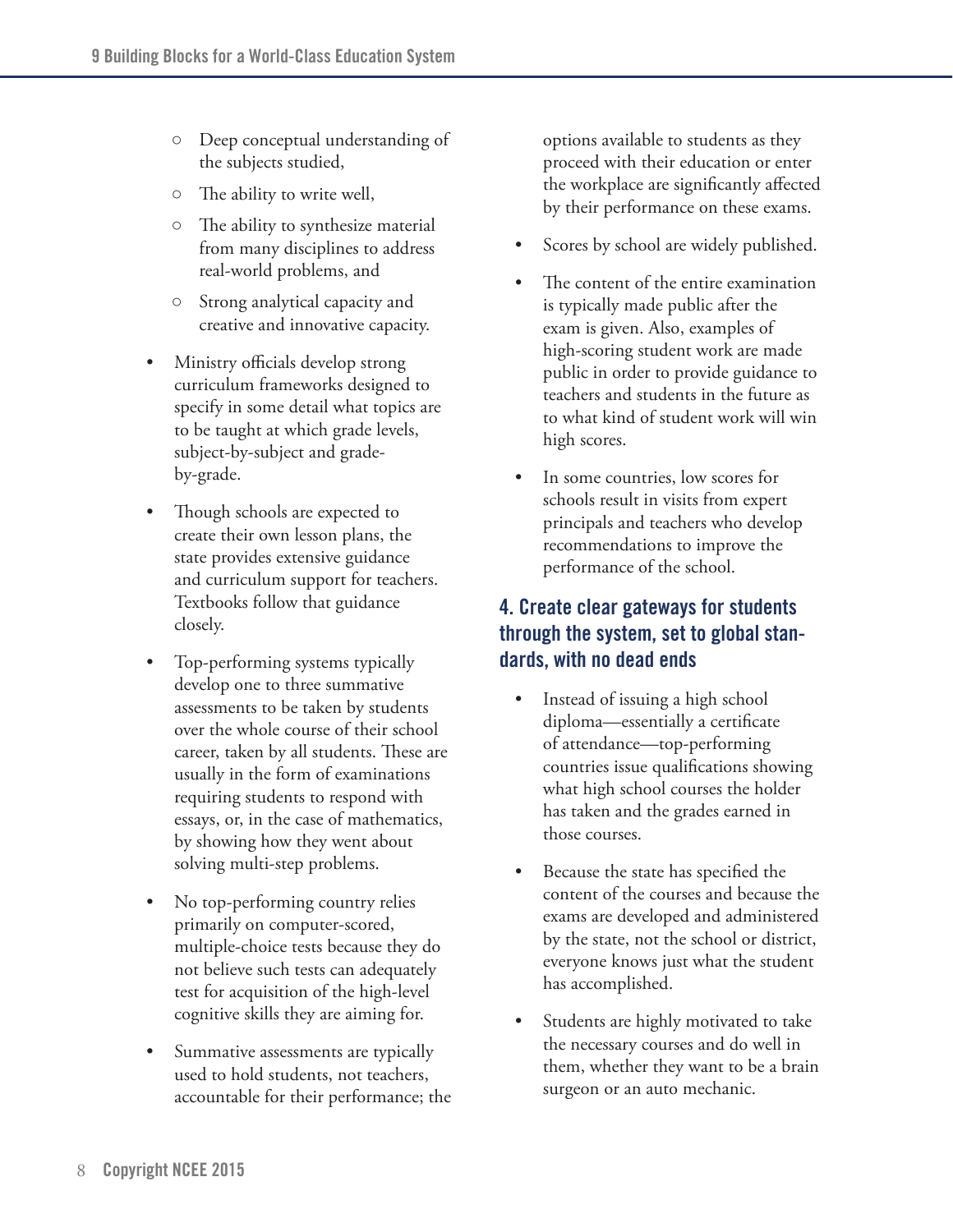- Deep conceptual understanding of the subjects studied,
  - The ability to write well,
  - The ability to synthesize material from many disciplines to address real-world problems, and
  - Strong analytical capacity and creative and innovative capacity.

- Ministry officials develop strong curriculum frameworks designed to specify in some detail what topics are to be taught at which grade levels, subject-by-subject and grade-by-grade.

- Though schools are expected to create their own lesson plans, the state provides extensive guidance and curriculum support for teachers. Textbooks follow that guidance closely.

- Top-performing systems typically develop one to three summative assessments to be taken by students over the whole course of their school career, taken by all students. These are usually in the form of examinations requiring students to respond with essays, or, in the case of mathematics, by showing how they went about solving multi-step problems.

- No top-performing country relies primarily on computer-scored, multiple-choice tests because they do not believe such tests can adequately test for acquisition of the high-level cognitive skills they are aiming for.

- Summative assessments are typically used to hold students, not teachers, accountable for their performance; the options available to students as they proceed with their education or enter the workplace are significantly affected by their performance on these exams.

- Scores by school are widely published.

- The content of the entire examination is typically made public after the exam is given. Also, examples of high-scoring student work are made public in order to provide guidance to teachers and students in the future as to what kind of student work will win high scores.

- In some countries, low scores for schools result in visits from expert principals and teachers who develop recommendations to improve the performance of the school.

## 4. Create clear gateways for students through the system, set to global standards, with no dead ends

- Instead of issuing a high school diploma—essentially a certificate of attendance—top-performing countries issue qualifications showing what high school courses the holder has taken and the grades earned in those courses.

- Because the state has specified the content of the courses and because the exams are developed and administered by the state, not the school or district, everyone knows just what the student has accomplished.

- Students are highly motivated to take the necessary courses and do well in them, whether they want to be a brain surgeon or an auto mechanic.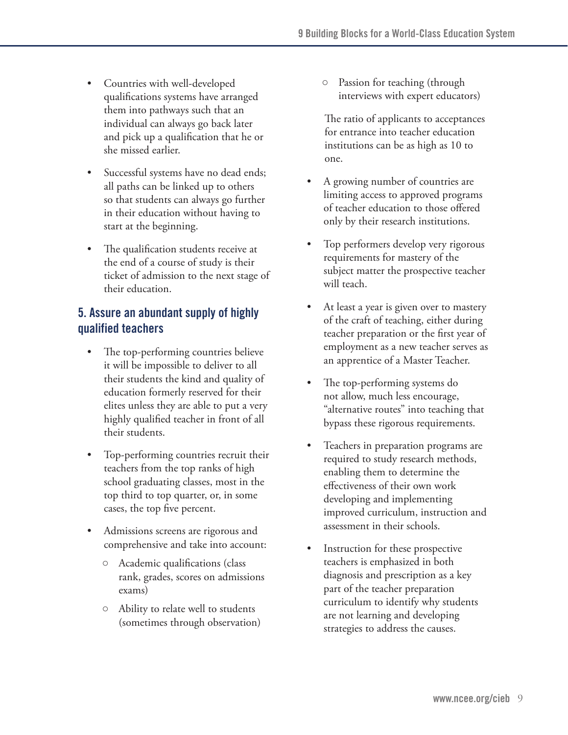- Countries with well-developed qualifications systems have arranged them into pathways such that an individual can always go back later and pick up a qualification that he or she missed earlier.

- Successful systems have no dead ends; all paths can be linked up to others so that students can always go further in their education without having to start at the beginning.

- The qualification students receive at the end of a course of study is their ticket of admission to the next stage of their education.

## 5. Assure an abundant supply of highly qualified teachers

- The top-performing countries believe it will be impossible to deliver to all their students the kind and quality of education formerly reserved for their elites unless they are able to put a very highly qualified teacher in front of all their students.

- Top-performing countries recruit their teachers from the top ranks of high school graduating classes, most in the top third to top quarter, or, in some cases, the top five percent.

- Admissions screens are rigorous and comprehensive and take into account:
  - Academic qualifications (class rank, grades, scores on admissions exams)
  - Ability to relate well to students (sometimes through observation)
  - Passion for teaching (through interviews with expert educators)

  The ratio of applicants to acceptances for entrance into teacher education institutions can be as high as 10 to one.

- A growing number of countries are limiting access to approved programs of teacher education to those offered only by their research institutions.

- Top performers develop very rigorous requirements for mastery of the subject matter the prospective teacher will teach.

- At least a year is given over to mastery of the craft of teaching, either during teacher preparation or the first year of employment as a new teacher serves as an apprentice of a Master Teacher.

- The top-performing systems do not allow, much less encourage, "alternative routes" into teaching that bypass these rigorous requirements.

- Teachers in preparation programs are required to study research methods, enabling them to determine the effectiveness of their own work developing and implementing improved curriculum, instruction and assessment in their schools.

- Instruction for these prospective teachers is emphasized in both diagnosis and prescription as a key part of the teacher preparation curriculum to identify why students are not learning and developing strategies to address the causes.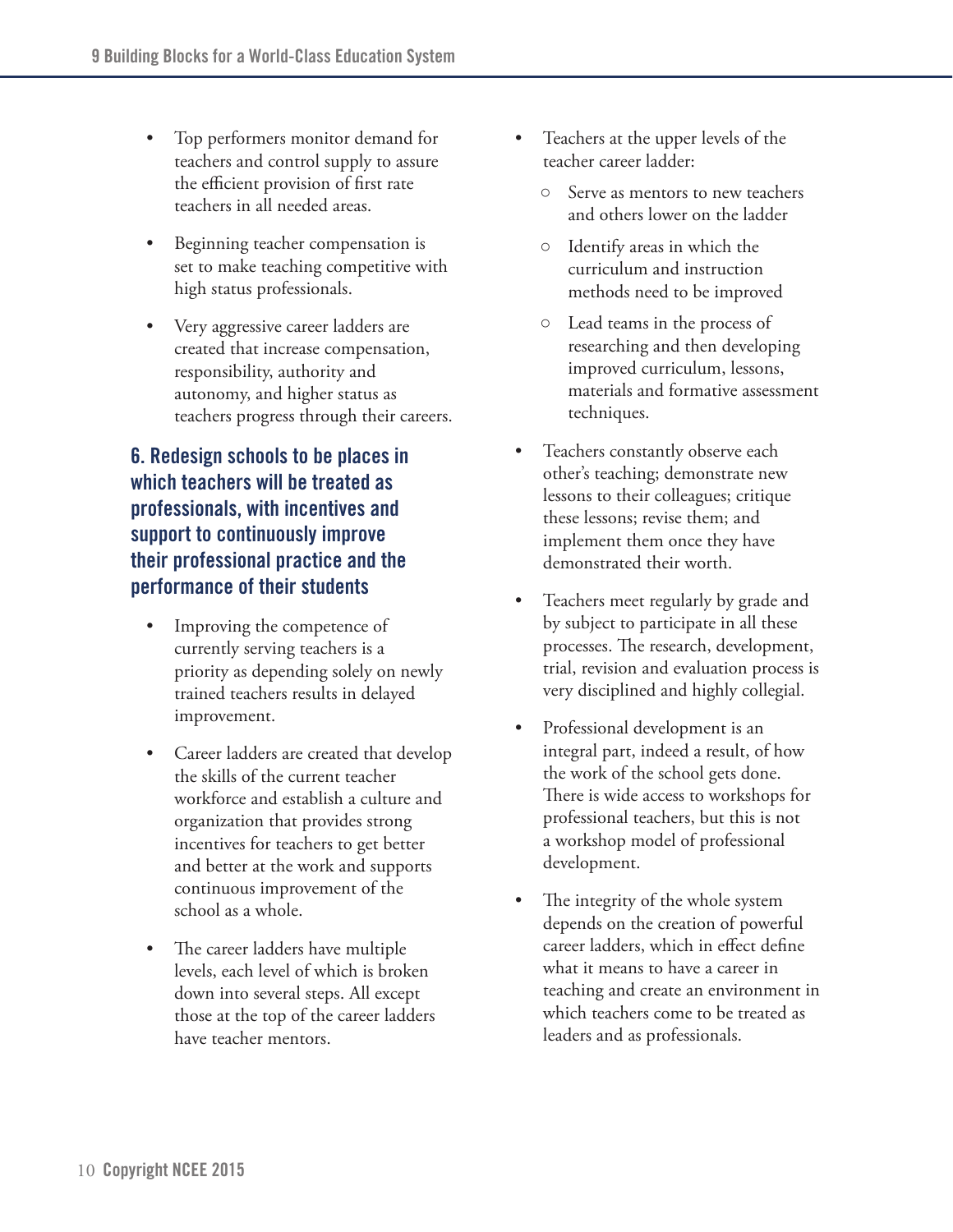- Top performers monitor demand for teachers and control supply to assure the efficient provision of first rate teachers in all needed areas.

- Beginning teacher compensation is set to make teaching competitive with high status professionals.

- Very aggressive career ladders are created that increase compensation, responsibility, authority and autonomy, and higher status as teachers progress through their careers.

## 6. Redesign schools to be places in which teachers will be treated as professionals, with incentives and support to continuously improve their professional practice and the performance of their students

- Improving the competence of currently serving teachers is a priority as depending solely on newly trained teachers results in delayed improvement.

- Career ladders are created that develop the skills of the current teacher workforce and establish a culture and organization that provides strong incentives for teachers to get better and better at the work and supports continuous improvement of the school as a whole.

- The career ladders have multiple levels, each level of which is broken down into several steps. All except those at the top of the career ladders have teacher mentors.

- Teachers at the upper levels of the teacher career ladder:
  - Serve as mentors to new teachers and others lower on the ladder
  - Identify areas in which the curriculum and instruction methods need to be improved
  - Lead teams in the process of researching and then developing improved curriculum, lessons, materials and formative assessment techniques.

- Teachers constantly observe each other's teaching; demonstrate new lessons to their colleagues; critique these lessons; revise them; and implement them once they have demonstrated their worth.

- Teachers meet regularly by grade and by subject to participate in all these processes. The research, development, trial, revision and evaluation process is very disciplined and highly collegial.

- Professional development is an integral part, indeed a result, of how the work of the school gets done. There is wide access to workshops for professional teachers, but this is not a workshop model of professional development.

- The integrity of the whole system depends on the creation of powerful career ladders, which in effect define what it means to have a career in teaching and create an environment in which teachers come to be treated as leaders and as professionals.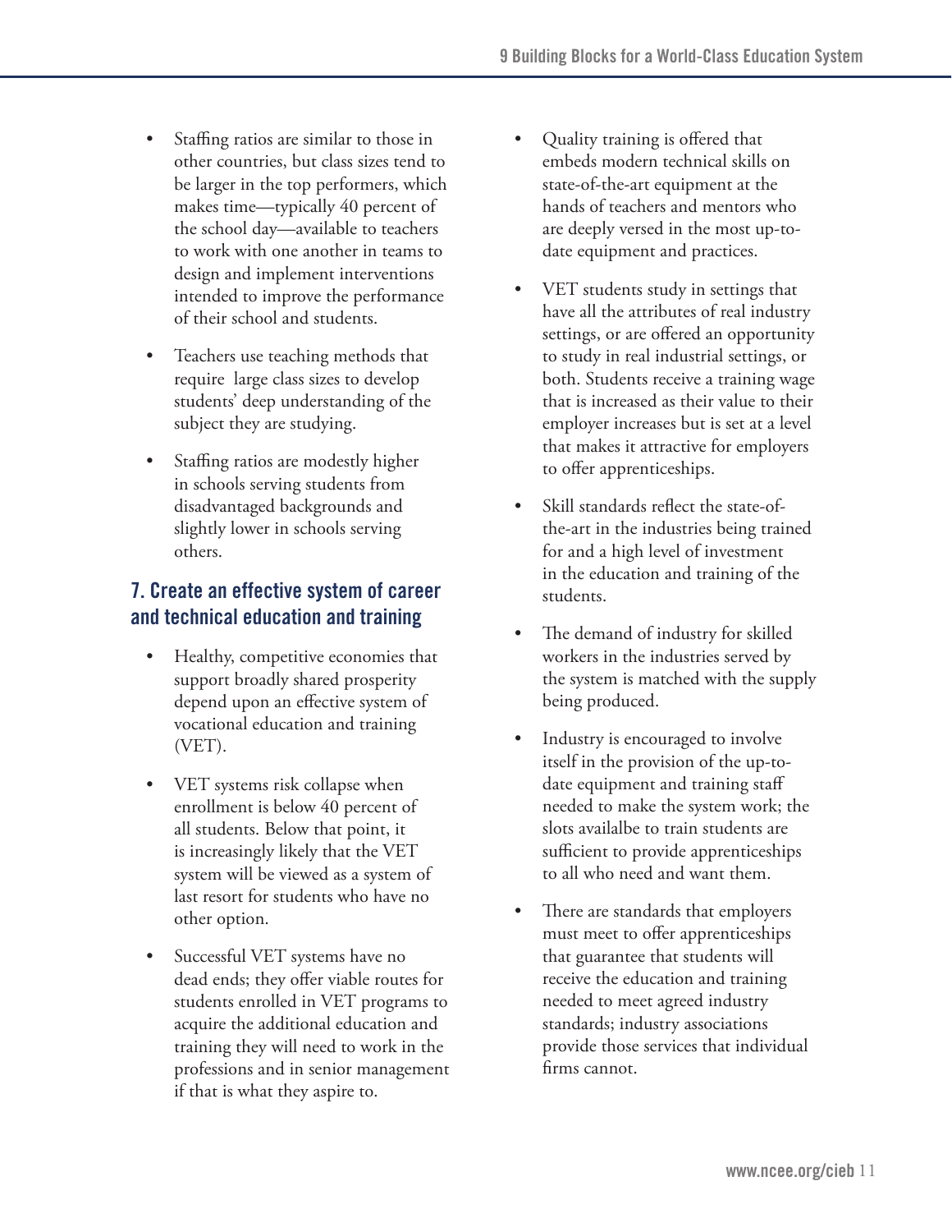- Staffing ratios are similar to those in other countries, but class sizes tend to be larger in the top performers, which makes time—typically 40 percent of the school day—available to teachers to work with one another in teams to design and implement interventions intended to improve the performance of their school and students.
- Teachers use teaching methods that require large class sizes to develop students' deep understanding of the subject they are studying.
- Staffing ratios are modestly higher in schools serving students from disadvantaged backgrounds and slightly lower in schools serving others.

## 7. Create an effective system of career and technical education and training

- Healthy, competitive economies that support broadly shared prosperity depend upon an effective system of vocational education and training (VET).
- VET systems risk collapse when enrollment is below 40 percent of all students. Below that point, it is increasingly likely that the VET system will be viewed as a system of last resort for students who have no other option.
- Successful VET systems have no dead ends; they offer viable routes for students enrolled in VET programs to acquire the additional education and training they will need to work in the professions and in senior management if that is what they aspire to.
- Quality training is offered that embeds modern technical skills on state-of-the-art equipment at the hands of teachers and mentors who are deeply versed in the most up-to-date equipment and practices.
- VET students study in settings that have all the attributes of real industry settings, or are offered an opportunity to study in real industrial settings, or both. Students receive a training wage that is increased as their value to their employer increases but is set at a level that makes it attractive for employers to offer apprenticeships.
- Skill standards reflect the state-of-the-art in the industries being trained for and a high level of investment in the education and training of the students.
- The demand of industry for skilled workers in the industries served by the system is matched with the supply being produced.
- Industry is encouraged to involve itself in the provision of the up-to-date equipment and training staff needed to make the system work; the slots availalbe to train students are sufficient to provide apprenticeships to all who need and want them.
- There are standards that employers must meet to offer apprenticeships that guarantee that students will receive the education and training needed to meet agreed industry standards; industry associations provide those services that individual firms cannot.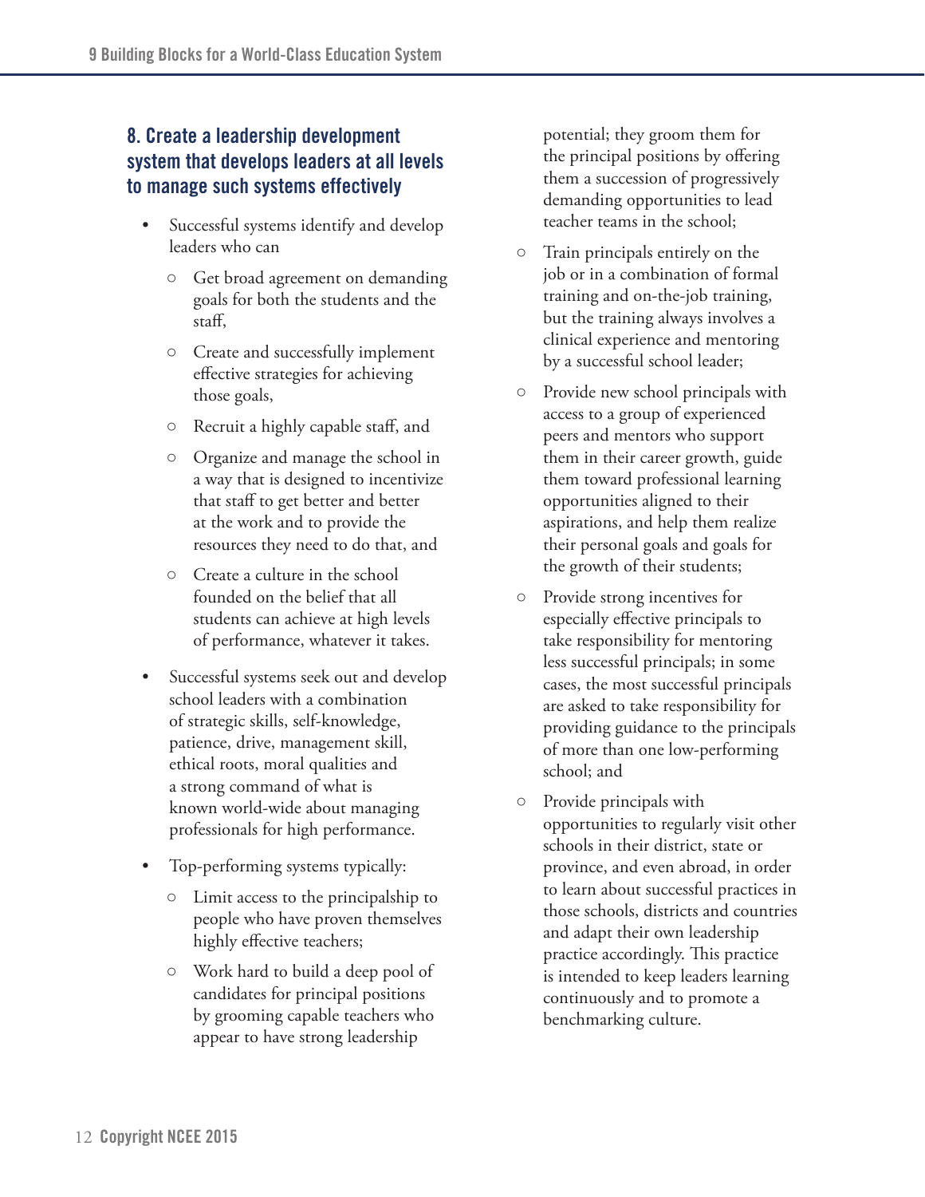## 8. Create a leadership development system that develops leaders at all levels to manage such systems effectively

- Successful systems identify and develop leaders who can
  - Get broad agreement on demanding goals for both the students and the staff,
  - Create and successfully implement effective strategies for achieving those goals,
  - Recruit a highly capable staff, and
  - Organize and manage the school in a way that is designed to incentivize that staff to get better and better at the work and to provide the resources they need to do that, and
  - Create a culture in the school founded on the belief that all students can achieve at high levels of performance, whatever it takes.
- Successful systems seek out and develop school leaders with a combination of strategic skills, self-knowledge, patience, drive, management skill, ethical roots, moral qualities and a strong command of what is known world-wide about managing professionals for high performance.
- Top-performing systems typically:
  - Limit access to the principalship to people who have proven themselves highly effective teachers;
  - Work hard to build a deep pool of candidates for principal positions by grooming capable teachers who appear to have strong leadership potential; they groom them for the principal positions by offering them a succession of progressively demanding opportunities to lead teacher teams in the school;
  - Train principals entirely on the job or in a combination of formal training and on-the-job training, but the training always involves a clinical experience and mentoring by a successful school leader;
  - Provide new school principals with access to a group of experienced peers and mentors who support them in their career growth, guide them toward professional learning opportunities aligned to their aspirations, and help them realize their personal goals and goals for the growth of their students;
  - Provide strong incentives for especially effective principals to take responsibility for mentoring less successful principals; in some cases, the most successful principals are asked to take responsibility for providing guidance to the principals of more than one low-performing school; and
  - Provide principals with opportunities to regularly visit other schools in their district, state or province, and even abroad, in order to learn about successful practices in those schools, districts and countries and adapt their own leadership practice accordingly. This practice is intended to keep leaders learning continuously and to promote a benchmarking culture.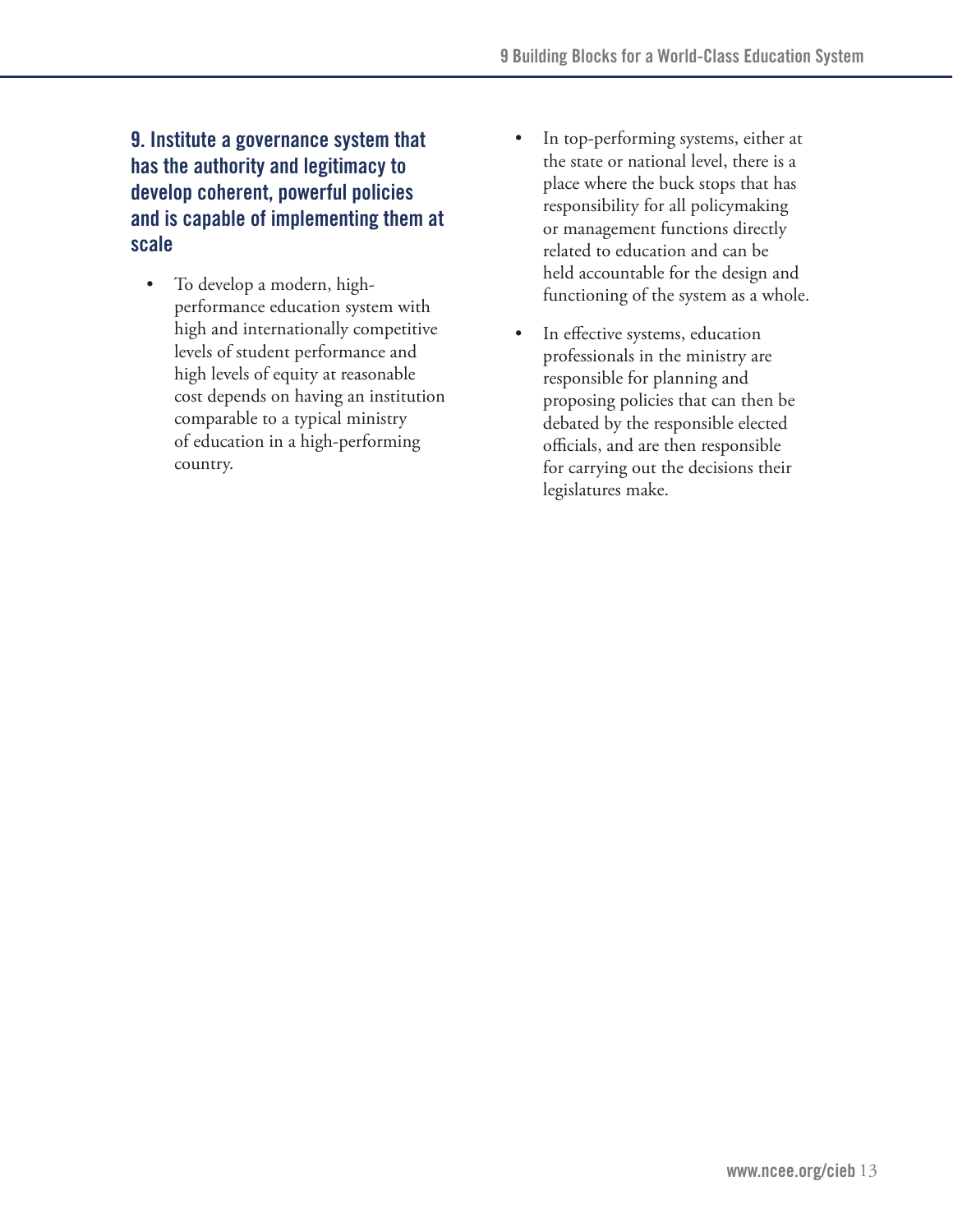## 9. Institute a governance system that has the authority and legitimacy to develop coherent, powerful policies and is capable of implementing them at scale

- To develop a modern, high-performance education system with high and internationally competitive levels of student performance and high levels of equity at reasonable cost depends on having an institution comparable to a typical ministry of education in a high-performing country.
- In top-performing systems, either at the state or national level, there is a place where the buck stops that has responsibility for all policymaking or management functions directly related to education and can be held accountable for the design and functioning of the system as a whole.
- In effective systems, education professionals in the ministry are responsible for planning and proposing policies that can then be debated by the responsible elected officials, and are then responsible for carrying out the decisions their legislatures make.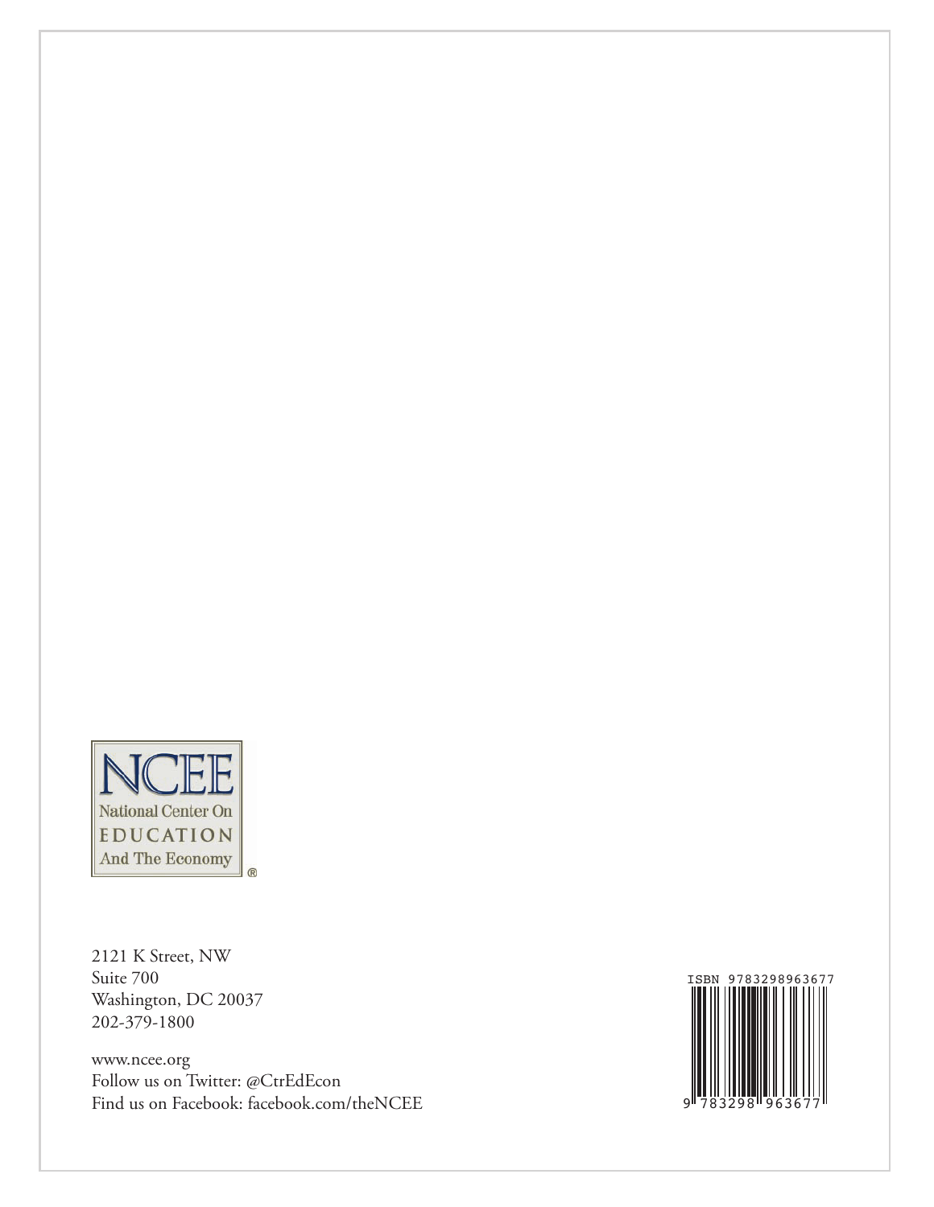NCEE

National Center On
EDUCATION
And The Economy ®

2121 K Street, NW
Suite 700
Washington, DC 20037
202-379-1800

www.ncee.org
Follow us on Twitter: @CtrEdEcon
Find us on Facebook: facebook.com/theNCEE

ISBN 9783298963677

9 783298 963677